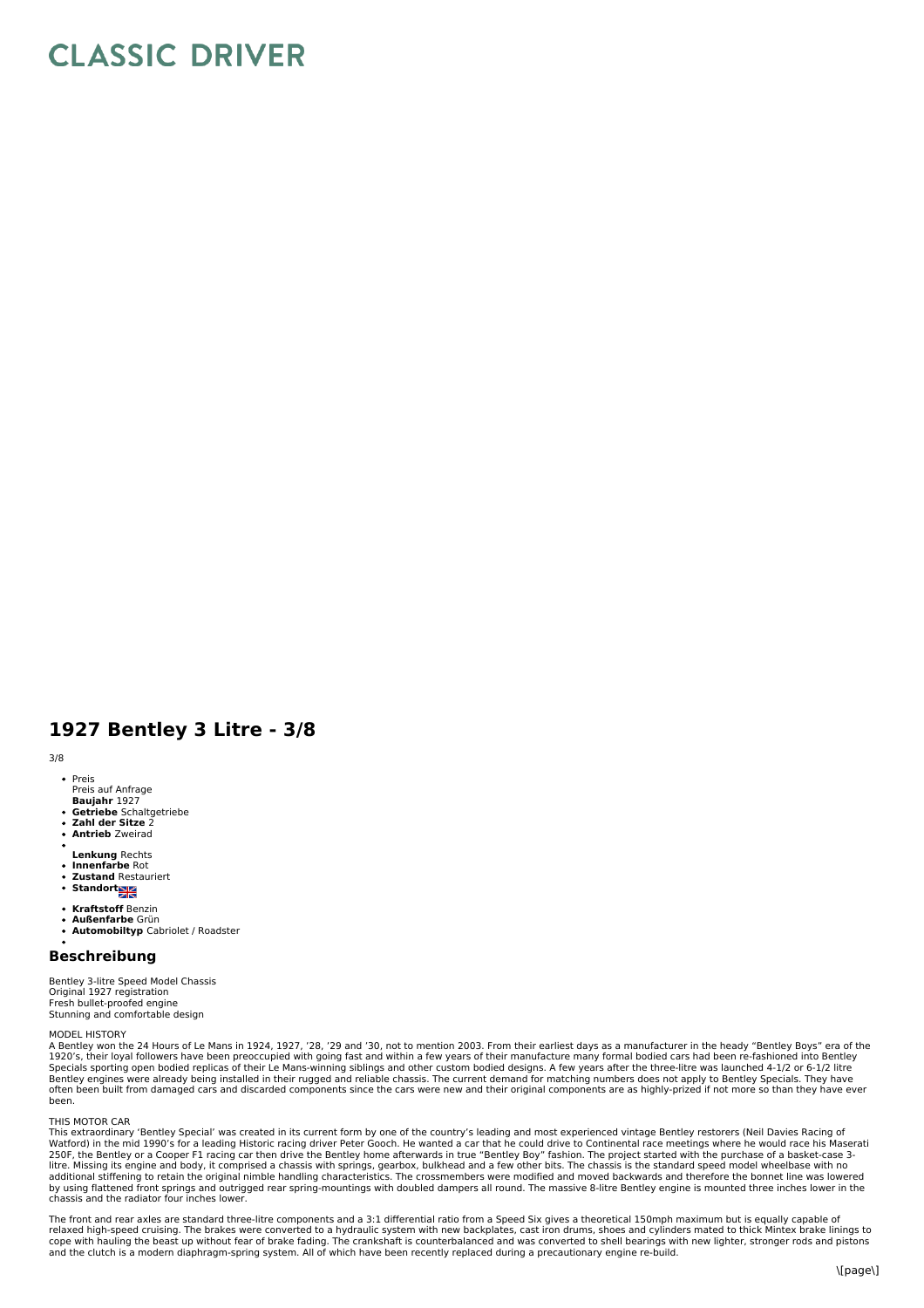# CLASSIC DRIVER

## 1927 Bentley 3 Litre - 3/8

3/8

- Preis
  Preis auf Anfrage
  **Baujahr** 1927
- **Getriebe** Schaltgetriebe
- **Zahl der Sitze** 2
- **Antrieb** Zweirad
- 
  **Lenkung** Rechts
- **Innenfarbe** Rot
- **Zustand** Restauriert
- **Standort**
- **Kraftstoff** Benzin
- **Außenfarbe** Grün
- **Automobiltyp** Cabriolet / Roadster
- 

## Beschreibung

Bentley 3-litre Speed Model Chassis
Original 1927 registration
Fresh bullet-proofed engine
Stunning and comfortable design

MODEL HISTORY
A Bentley won the 24 Hours of Le Mans in 1924, 1927, '28, '29 and '30, not to mention 2003. From their earliest days as a manufacturer in the heady "Bentley Boys" era of the 1920's, their loyal followers have been preoccupied with going fast and within a few years of their manufacture many formal bodied cars had been re-fashioned into Bentley Specials sporting open bodied replicas of their Le Mans-winning siblings and other custom bodied designs. A few years after the three-litre was launched 4-1/2 or 6-1/2 litre Bentley engines were already being installed in their rugged and reliable chassis. The current demand for matching numbers does not apply to Bentley Specials. They have often been built from damaged cars and discarded components since the cars were new and their original components are as highly-prized if not more so than they have ever been.

THIS MOTOR CAR
This extraordinary 'Bentley Special' was created in its current form by one of the country's leading and most experienced vintage Bentley restorers (Neil Davies Racing of Watford) in the mid 1990's for a leading Historic racing driver Peter Gooch. He wanted a car that he could drive to Continental race meetings where he would race his Maserati 250F, the Bentley or a Cooper F1 racing car then drive the Bentley home afterwards in true "Bentley Boy" fashion. The project started with the purchase of a basket-case 3-litre. Missing its engine and body, it comprised a chassis with springs, gearbox, bulkhead and a few other bits. The chassis is the standard speed model wheelbase with no additional stiffening to retain the original nimble handling characteristics. The crossmembers were modified and moved backwards and therefore the bonnet line was lowered by using flattened front springs and outrigged rear spring-mountings with doubled dampers all round. The massive 8-litre Bentley engine is mounted three inches lower in the chassis and the radiator four inches lower.

The front and rear axles are standard three-litre components and a 3:1 differential ratio from a Speed Six gives a theoretical 150mph maximum but is equally capable of relaxed high-speed cruising. The brakes were converted to a hydraulic system with new backplates, cast iron drums, shoes and cylinders mated to thick Mintex brake linings to cope with hauling the beast up without fear of brake fading. The crankshaft is counterbalanced and was converted to shell bearings with new lighter, stronger rods and pistons and the clutch is a modern diaphragm-spring system. All of which have been recently replaced during a precautionary engine re-build.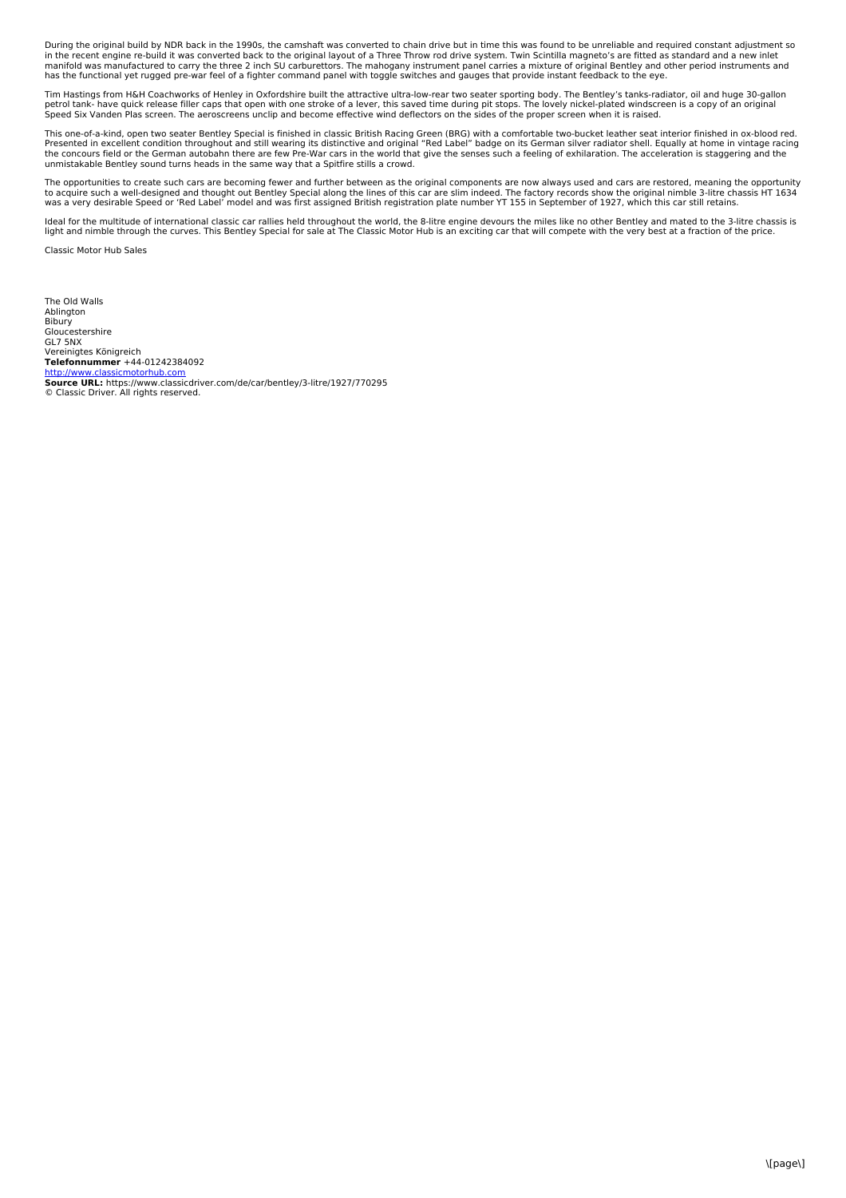During the original build by NDR back in the 1990s, the camshaft was converted to chain drive but in time this was found to be unreliable and required constant adjustment so in the recent engine re-build it was converted back to the original layout of a Three Throw rod drive system. Twin Scintilla magneto's are fitted as standard and a new inlet manifold was manufactured to carry the three 2 inch SU carburettors. The mahogany instrument panel carries a mixture of original Bentley and other period instruments and has the functional yet rugged pre-war feel of a fighter command panel with toggle switches and gauges that provide instant feedback to the eye.

Tim Hastings from H&H Coachworks of Henley in Oxfordshire built the attractive ultra-low-rear two seater sporting body. The Bentley's tanks-radiator, oil and huge 30-gallon petrol tank- have quick release filler caps that open with one stroke of a lever, this saved time during pit stops. The lovely nickel-plated windscreen is a copy of an original Speed Six Vanden Plas screen. The aeroscreens unclip and become effective wind deflectors on the sides of the proper screen when it is raised.

This one-of-a-kind, open two seater Bentley Special is finished in classic British Racing Green (BRG) with a comfortable two-bucket leather seat interior finished in ox-blood red. Presented in excellent condition throughout and still wearing its distinctive and original "Red Label" badge on its German silver radiator shell. Equally at home in vintage racing the concours field or the German autobahn there are few Pre-War cars in the world that give the senses such a feeling of exhilaration. The acceleration is staggering and the unmistakable Bentley sound turns heads in the same way that a Spitfire stills a crowd.

The opportunities to create such cars are becoming fewer and further between as the original components are now always used and cars are restored, meaning the opportunity to acquire such a well-designed and thought out Bentley Special along the lines of this car are slim indeed. The factory records show the original nimble 3-litre chassis HT 1634 was a very desirable Speed or 'Red Label' model and was first assigned British registration plate number YT 155 in September of 1927, which this car still retains.

Ideal for the multitude of international classic car rallies held throughout the world, the 8-litre engine devours the miles like no other Bentley and mated to the 3-litre chassis is light and nimble through the curves. This Bentley Special for sale at The Classic Motor Hub is an exciting car that will compete with the very best at a fraction of the price.

Classic Motor Hub Sales

The Old Walls
Ablington
Bibury
Gloucestershire
GL7 5NX
Vereinigtes Königreich
**Telefonnummer** +44-01242384092
http://www.classicmotorhub.com
**Source URL:** https://www.classicdriver.com/de/car/bentley/3-litre/1927/770295
© Classic Driver. All rights reserved.